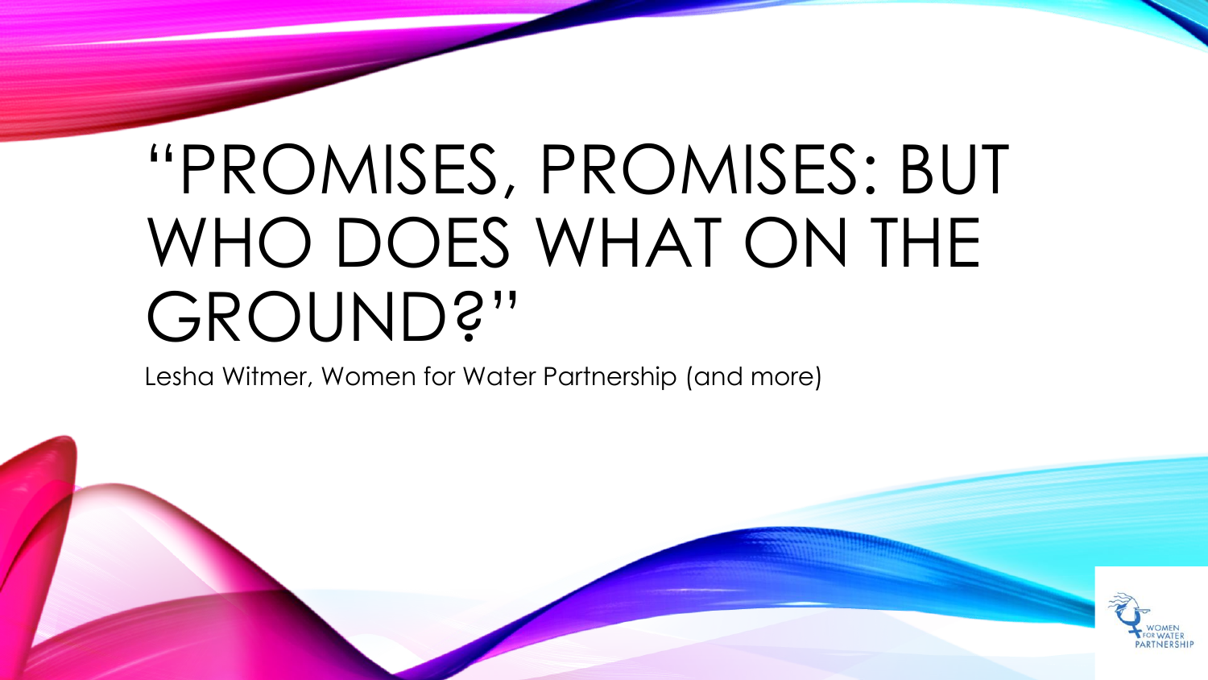# "PROMISES, PROMISES: BUT WHO DOES WHAT ON THE GROUND?"

Lesha Witmer, Women for Water Partnership (and more)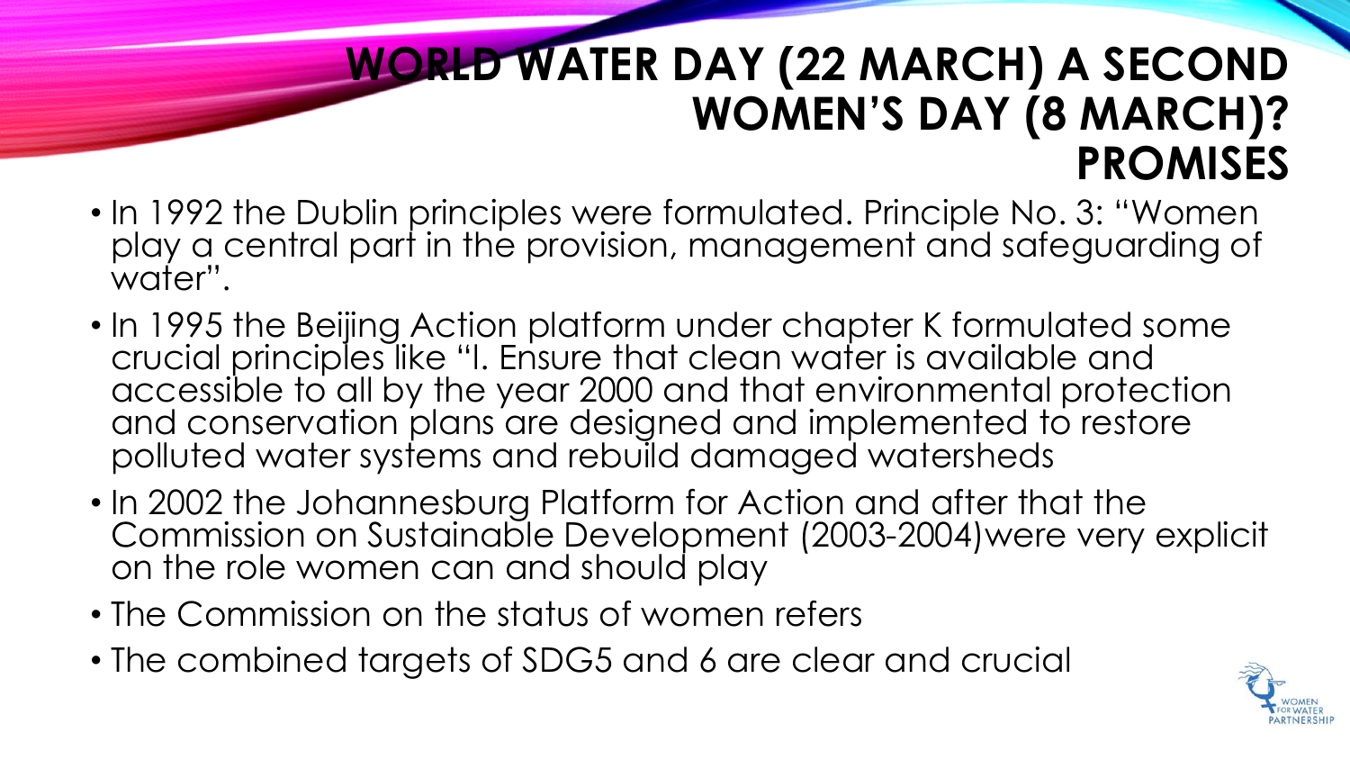# WORLD WATER DAY (22 MARCH) A SECOND WOMEN'S DAY (8 MARCH)? PROMISES

- In 1992 the Dublin principles were formulated. Principle No. 3: "Women play a central part in the provision, management and safeguarding of water".
- In 1995 the Beijing Action platform under chapter K formulated some crucial principles like "I. Ensure that clean water is available and accessible to all by the year 2000 and that environmental protection and conservation plans are designed and implemented to restore polluted water systems and rebuild damaged watersheds
- In 2002 the Johannesburg Platform for Action and after that the Commission on Sustainable Development (2003-2004)were very explicit on the role women can and should play
- The Commission on the status of women refers
- The combined targets of SDG5 and 6 are clear and crucial

WOMEN FOR WATER PARTNERSHIP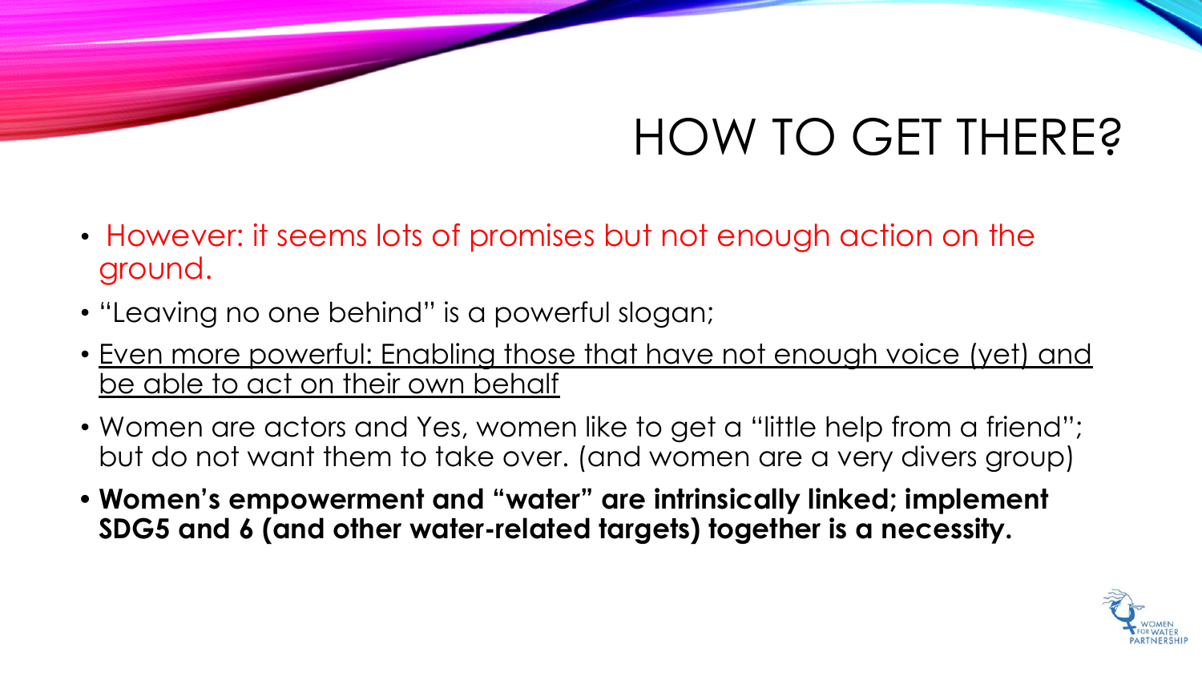# HOW TO GET THERE?

- However: it seems lots of promises but not enough action on the ground.
- "Leaving no one behind" is a powerful slogan;
- Even more powerful: Enabling those that have not enough voice (yet) and be able to act on their own behalf
- Women are actors and Yes, women like to get a "little help from a friend"; but do not want them to take over. (and women are a very divers group)
- **Women's empowerment and "water" are intrinsically linked; implement SDG5 and 6 (and other water-related targets) together is a necessity.**

WOMEN FOR WATER PARTNERSHIP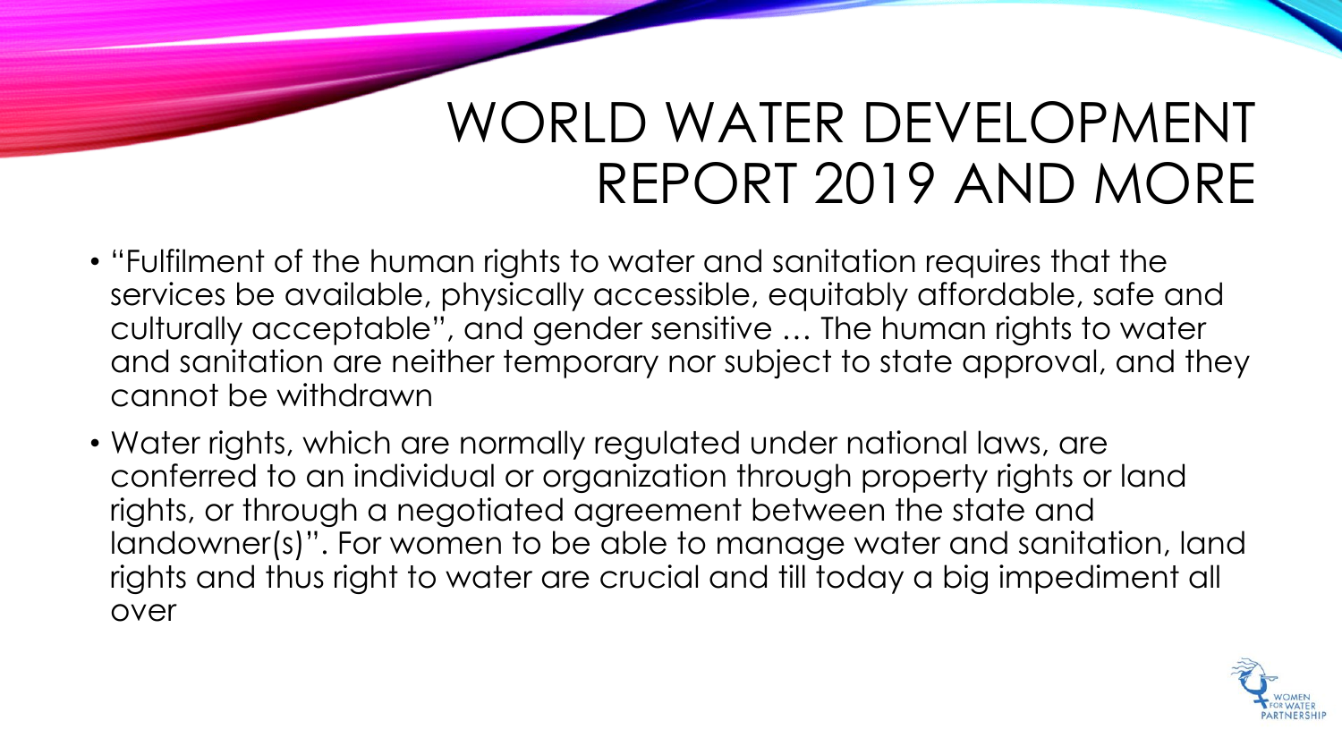# WORLD WATER DEVELOPMENT REPORT 2019 AND MORE

- "Fulfilment of the human rights to water and sanitation requires that the services be available, physically accessible, equitably affordable, safe and culturally acceptable", and gender sensitive … The human rights to water and sanitation are neither temporary nor subject to state approval, and they cannot be withdrawn
- Water rights, which are normally regulated under national laws, are conferred to an individual or organization through property rights or land rights, or through a negotiated agreement between the state and landowner(s)". For women to be able to manage water and sanitation, land rights and thus right to water are crucial and till today a big impediment all over

WOMEN FOR WATER PARTNERSHIP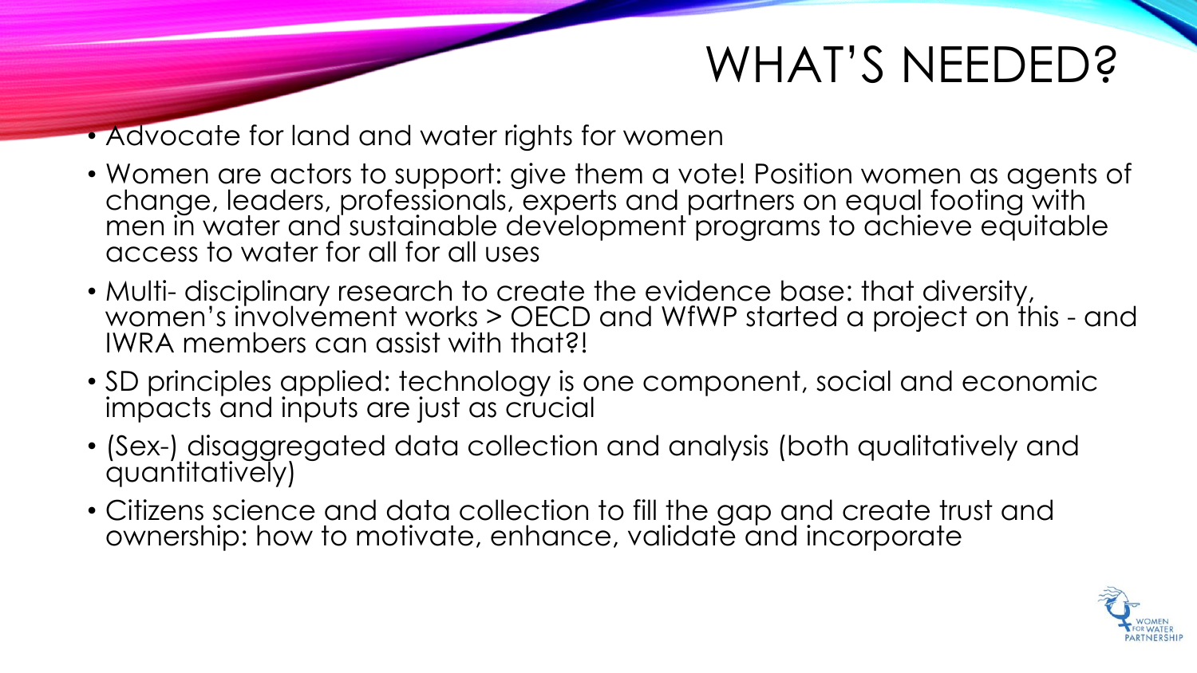# WHAT'S NEEDED?

- Advocate for land and water rights for women
- Women are actors to support: give them a vote! Position women as agents of change, leaders, professionals, experts and partners on equal footing with men in water and sustainable development programs to achieve equitable access to water for all for all uses
- Multi- disciplinary research to create the evidence base: that diversity, women's involvement works > OECD and WfWP started a project on this - and IWRA members can assist with that?!
- SD principles applied: technology is one component, social and economic impacts and inputs are just as crucial
- (Sex-) disaggregated data collection and analysis (both qualitatively and quantitatively)
- Citizens science and data collection to fill the gap and create trust and ownership: how to motivate, enhance, validate and incorporate

WOMEN FOR WATER PARTNERSHIP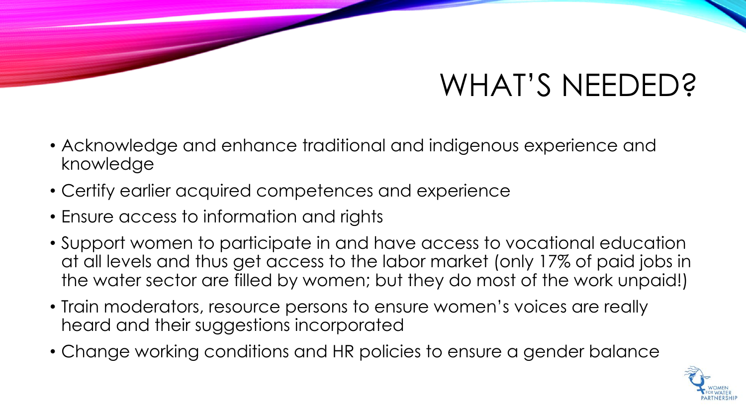# WHAT'S NEEDED?

- Acknowledge and enhance traditional and indigenous experience and knowledge
- Certify earlier acquired competences and experience
- Ensure access to information and rights
- Support women to participate in and have access to vocational education at all levels and thus get access to the labor market (only 17% of paid jobs in the water sector are filled by women; but they do most of the work unpaid!)
- Train moderators, resource persons to ensure women's voices are really heard and their suggestions incorporated
- Change working conditions and HR policies to ensure a gender balance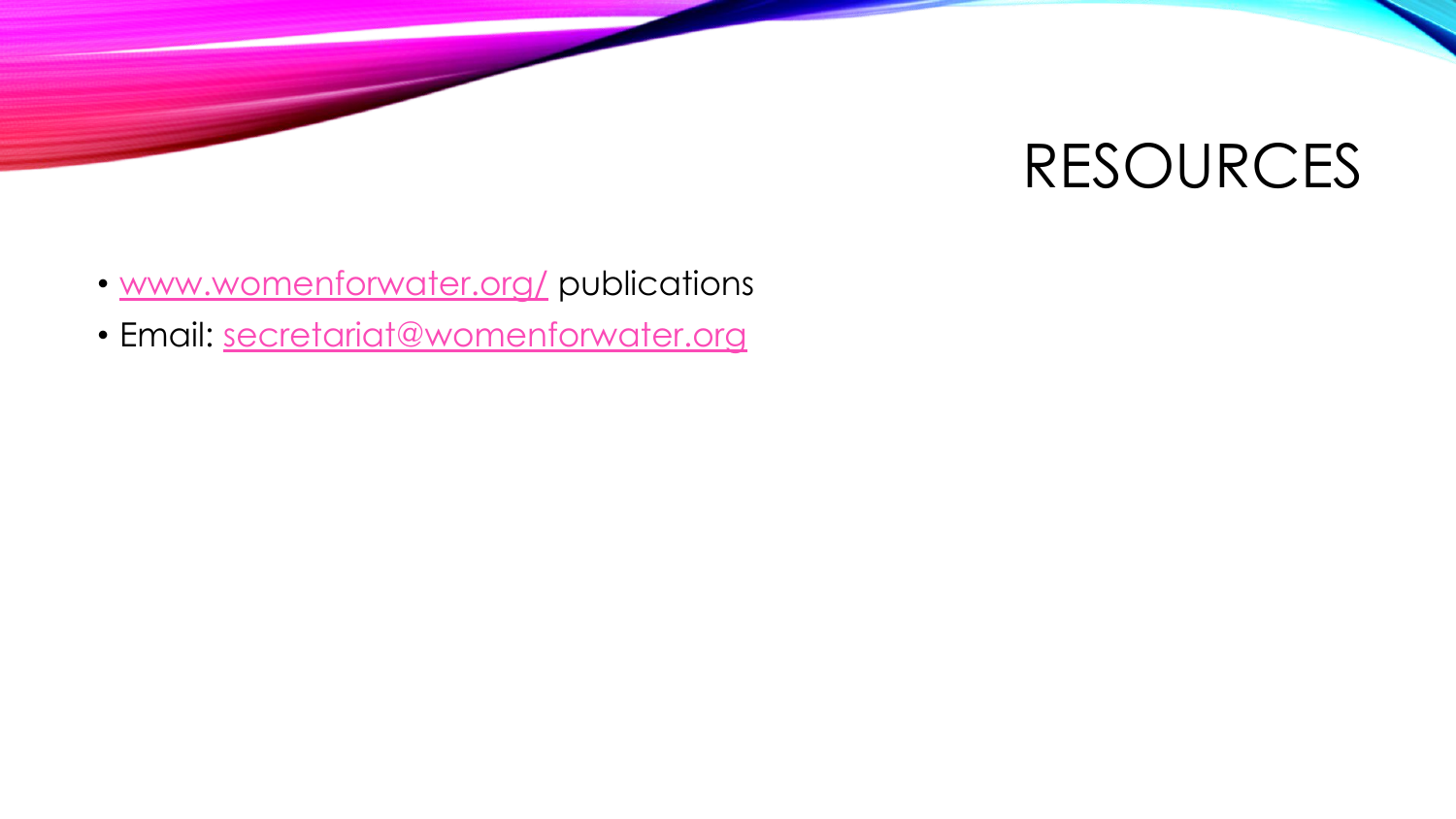# RESOURCES

- www.womenforwater.org/ publications
- Email: secretariat@womenforwater.org